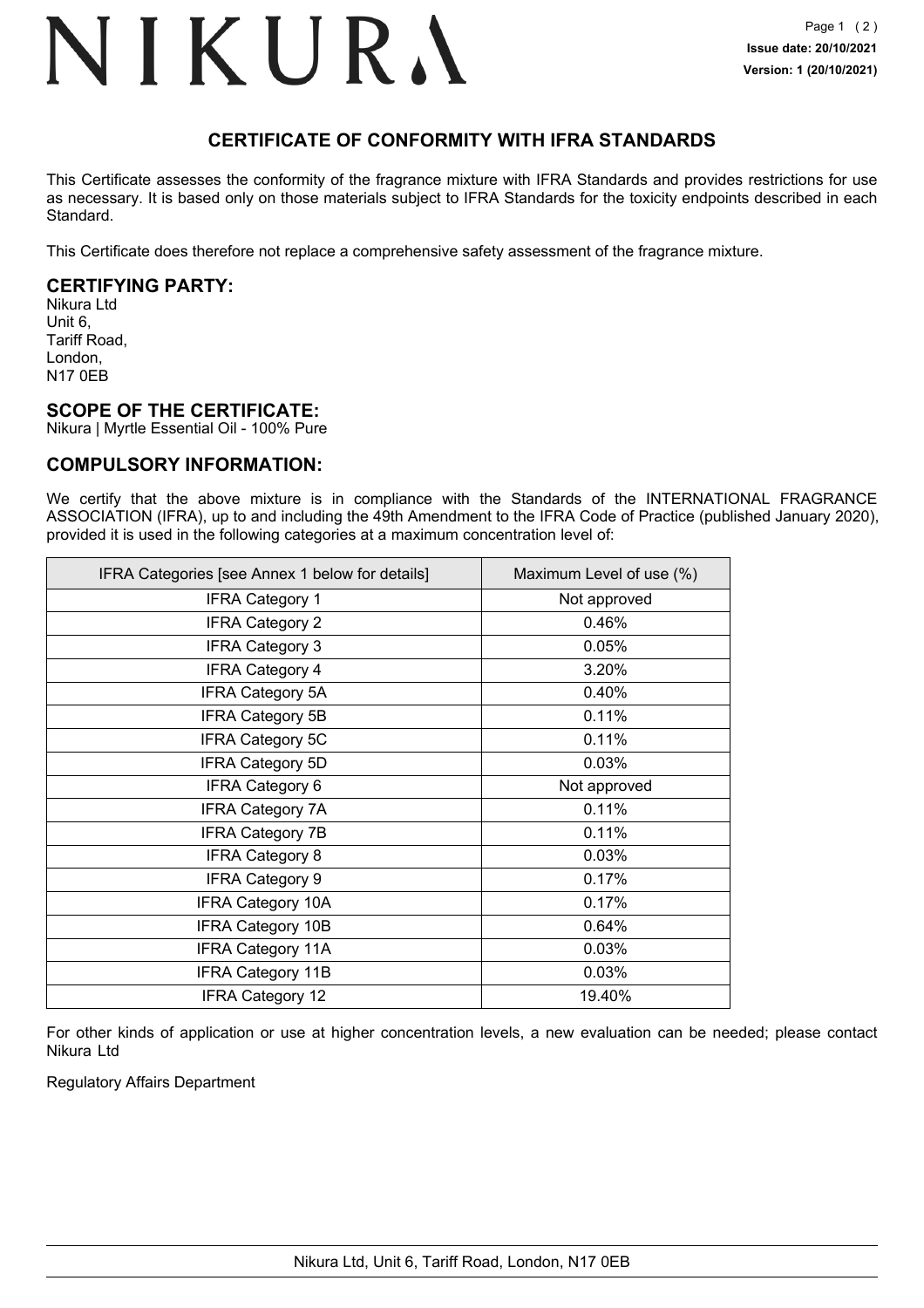# NIKURA

**Issue date: 20/10/2021**
**Version: 1 (20/10/2021)**

## CERTIFICATE OF CONFORMITY WITH IFRA STANDARDS

This Certificate assesses the conformity of the fragrance mixture with IFRA Standards and provides restrictions for use as necessary. It is based only on those materials subject to IFRA Standards for the toxicity endpoints described in each Standard.

This Certificate does therefore not replace a comprehensive safety assessment of the fragrance mixture.

### CERTIFYING PARTY:

Nikura Ltd
Unit 6,
Tariff Road,
London,
N17 0EB

### SCOPE OF THE CERTIFICATE:

Nikura | Myrtle Essential Oil - 100% Pure

### COMPULSORY INFORMATION:

We certify that the above mixture is in compliance with the Standards of the INTERNATIONAL FRAGRANCE ASSOCIATION (IFRA), up to and including the 49th Amendment to the IFRA Code of Practice (published January 2020), provided it is used in the following categories at a maximum concentration level of:

| IFRA Categories [see Annex 1 below for details] | Maximum Level of use (%) |
|---|---|
| IFRA Category 1 | Not approved |
| IFRA Category 2 | 0.46% |
| IFRA Category 3 | 0.05% |
| IFRA Category 4 | 3.20% |
| IFRA Category 5A | 0.40% |
| IFRA Category 5B | 0.11% |
| IFRA Category 5C | 0.11% |
| IFRA Category 5D | 0.03% |
| IFRA Category 6 | Not approved |
| IFRA Category 7A | 0.11% |
| IFRA Category 7B | 0.11% |
| IFRA Category 8 | 0.03% |
| IFRA Category 9 | 0.17% |
| IFRA Category 10A | 0.17% |
| IFRA Category 10B | 0.64% |
| IFRA Category 11A | 0.03% |
| IFRA Category 11B | 0.03% |
| IFRA Category 12 | 19.40% |

For other kinds of application or use at higher concentration levels, a new evaluation can be needed; please contact Nikura Ltd

Regulatory Affairs Department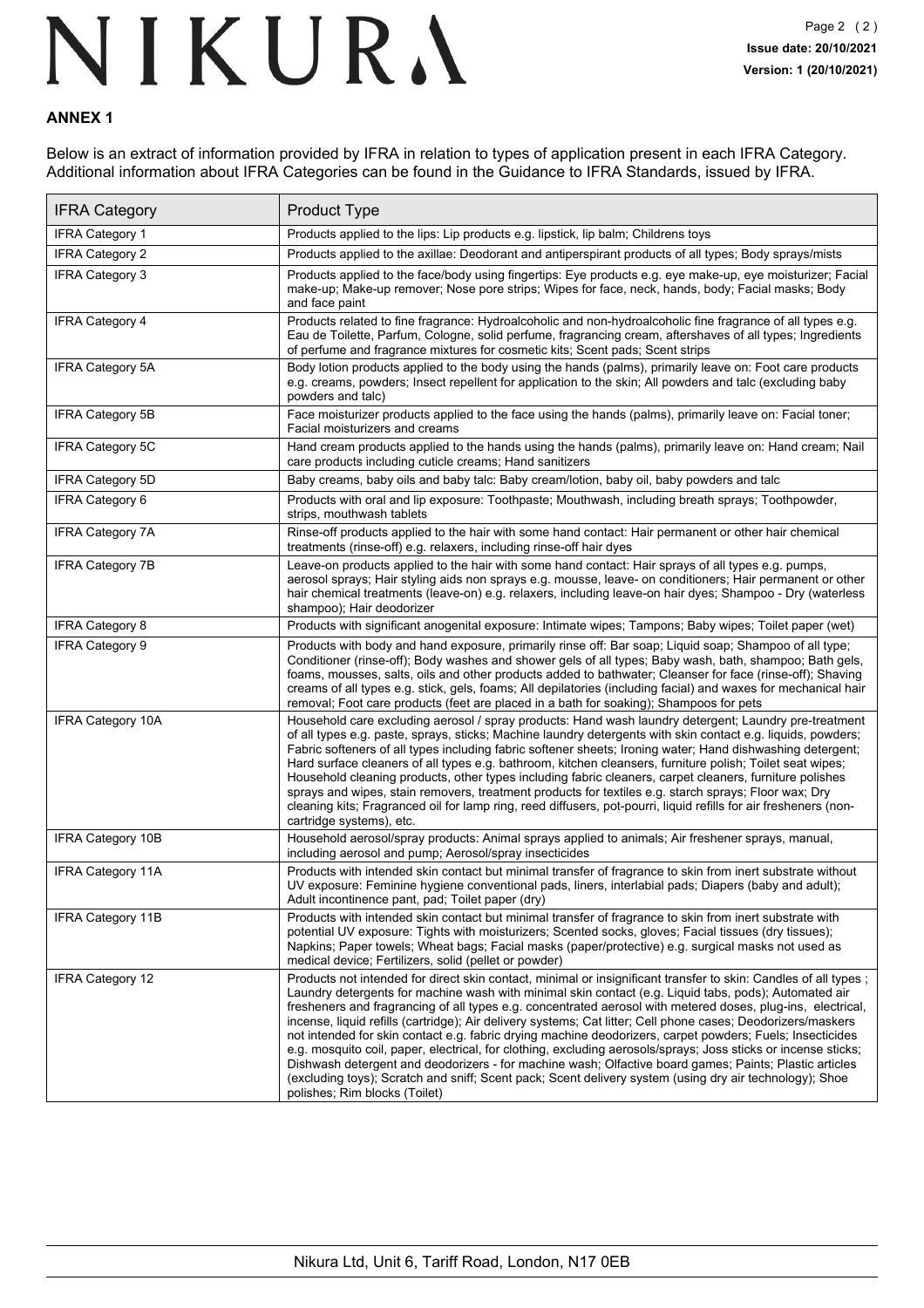## ANNEX 1

Below is an extract of information provided by IFRA in relation to types of application present in each IFRA Category. Additional information about IFRA Categories can be found in the Guidance to IFRA Standards, issued by IFRA.

| IFRA Category | Product Type |
| --- | --- |
| IFRA Category 1 | Products applied to the lips: Lip products e.g. lipstick, lip balm; Childrens toys |
| IFRA Category 2 | Products applied to the axillae: Deodorant and antiperspirant products of all types; Body sprays/mists |
| IFRA Category 3 | Products applied to the face/body using fingertips: Eye products e.g. eye make-up, eye moisturizer; Facial make-up; Make-up remover; Nose pore strips; Wipes for face, neck, hands, body; Facial masks; Body and face paint |
| IFRA Category 4 | Products related to fine fragrance: Hydroalcoholic and non-hydroalcoholic fine fragrance of all types e.g. Eau de Toilette, Parfum, Cologne, solid perfume, fragrancing cream, aftershaves of all types; Ingredients of perfume and fragrance mixtures for cosmetic kits; Scent pads; Scent strips |
| IFRA Category 5A | Body lotion products applied to the body using the hands (palms), primarily leave on: Foot care products e.g. creams, powders; Insect repellent for application to the skin; All powders and talc (excluding baby powders and talc) |
| IFRA Category 5B | Face moisturizer products applied to the face using the hands (palms), primarily leave on: Facial toner; Facial moisturizers and creams |
| IFRA Category 5C | Hand cream products applied to the hands using the hands (palms), primarily leave on: Hand cream; Nail care products including cuticle creams; Hand sanitizers |
| IFRA Category 5D | Baby creams, baby oils and baby talc: Baby cream/lotion, baby oil, baby powders and talc |
| IFRA Category 6 | Products with oral and lip exposure: Toothpaste; Mouthwash, including breath sprays; Toothpowder, strips, mouthwash tablets |
| IFRA Category 7A | Rinse-off products applied to the hair with some hand contact: Hair permanent or other hair chemical treatments (rinse-off) e.g. relaxers, including rinse-off hair dyes |
| IFRA Category 7B | Leave-on products applied to the hair with some hand contact: Hair sprays of all types e.g. pumps, aerosol sprays; Hair styling aids non sprays e.g. mousse, leave- on conditioners; Hair permanent or other hair chemical treatments (leave-on) e.g. relaxers, including leave-on hair dyes; Shampoo - Dry (waterless shampoo); Hair deodorizer |
| IFRA Category 8 | Products with significant anogenital exposure: Intimate wipes; Tampons; Baby wipes; Toilet paper (wet) |
| IFRA Category 9 | Products with body and hand exposure, primarily rinse off: Bar soap; Liquid soap; Shampoo of all type; Conditioner (rinse-off); Body washes and shower gels of all types; Baby wash, bath, shampoo; Bath gels, foams, mousses, salts, oils and other products added to bathwater; Cleanser for face (rinse-off); Shaving creams of all types e.g. stick, gels, foams; All depilatories (including facial) and waxes for mechanical hair removal; Foot care products (feet are placed in a bath for soaking); Shampoos for pets |
| IFRA Category 10A | Household care excluding aerosol / spray products: Hand wash laundry detergent; Laundry pre-treatment of all types e.g. paste, sprays, sticks; Machine laundry detergents with skin contact e.g. liquids, powders; Fabric softeners of all types including fabric softener sheets; Ironing water; Hand dishwashing detergent; Hard surface cleaners of all types e.g. bathroom, kitchen cleansers, furniture polish; Toilet seat wipes; Household cleaning products, other types including fabric cleaners, carpet cleaners, furniture polishes sprays and wipes, stain removers, treatment products for textiles e.g. starch sprays; Floor wax; Dry cleaning kits; Fragranced oil for lamp ring, reed diffusers, pot-pourri, liquid refills for air fresheners (non-cartridge systems), etc. |
| IFRA Category 10B | Household aerosol/spray products: Animal sprays applied to animals; Air freshener sprays, manual, including aerosol and pump; Aerosol/spray insecticides |
| IFRA Category 11A | Products with intended skin contact but minimal transfer of fragrance to skin from inert substrate without UV exposure: Feminine hygiene conventional pads, liners, interlabial pads; Diapers (baby and adult); Adult incontinence pant, pad; Toilet paper (dry) |
| IFRA Category 11B | Products with intended skin contact but minimal transfer of fragrance to skin from inert substrate with potential UV exposure: Tights with moisturizers; Scented socks, gloves; Facial tissues (dry tissues); Napkins; Paper towels; Wheat bags; Facial masks (paper/protective) e.g. surgical masks not used as medical device; Fertilizers, solid (pellet or powder) |
| IFRA Category 12 | Products not intended for direct skin contact, minimal or insignificant transfer to skin: Candles of all types ; Laundry detergents for machine wash with minimal skin contact (e.g. Liquid tabs, pods); Automated air fresheners and fragrancing of all types e.g. concentrated aerosol with metered doses, plug-ins, electrical, incense, liquid refills (cartridge); Air delivery systems; Cat litter; Cell phone cases; Deodorizers/maskers not intended for skin contact e.g. fabric drying machine deodorizers, carpet powders; Fuels; Insecticides e.g. mosquito coil, paper, electrical, for clothing, excluding aerosols/sprays; Joss sticks or incense sticks; Dishwash detergent and deodorizers - for machine wash; Olfactive board games; Paints; Plastic articles (excluding toys); Scratch and sniff; Scent pack; Scent delivery system (using dry air technology); Shoe polishes; Rim blocks (Toilet) |